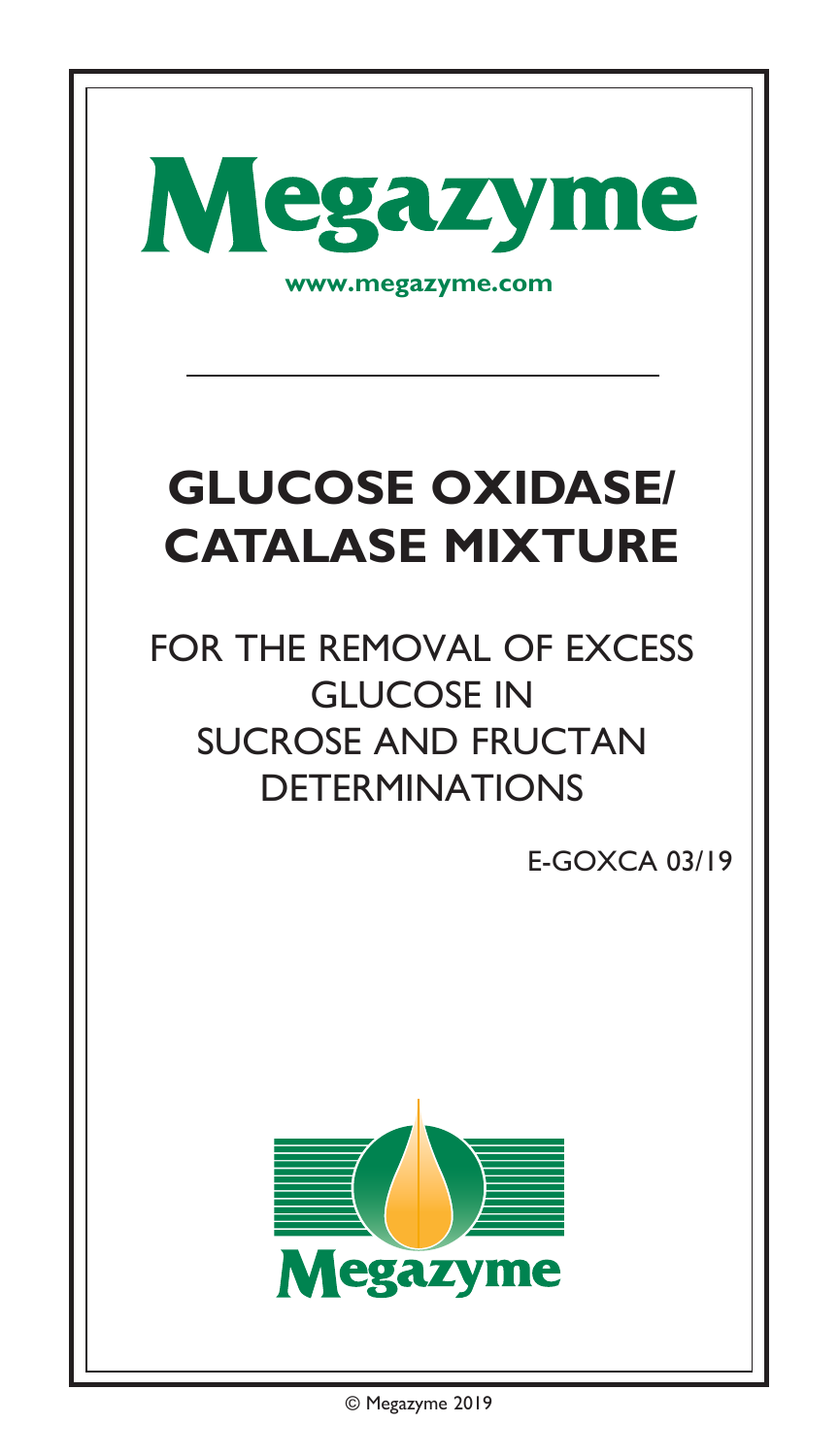# Megazyme

**www.megazyme.com**

# GLUCOSE OXIDASE/ CATALASE MIXTURE

## FOR THE REMOVAL OF EXCESS GLUCOSE IN SUCROSE AND FRUCTAN DETERMINATIONS

E-GOXCA 03/19

Megazyme

© Megazyme 2019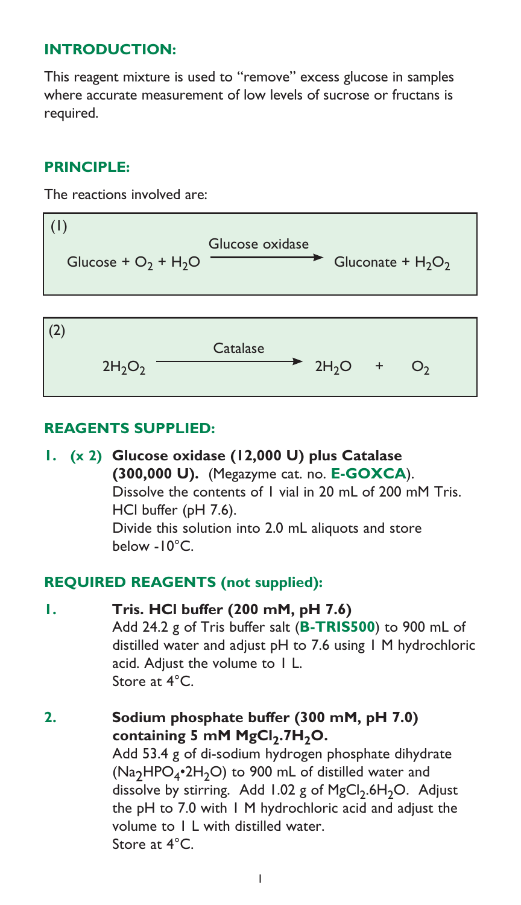## INTRODUCTION:

This reagent mixture is used to "remove" excess glucose in samples where accurate measurement of low levels of sucrose or fructans is required.

## PRINCIPLE:

The reactions involved are:

(1)

$$\text{Glucose} + O_2 + H_2O \xrightarrow{\text{Glucose oxidase}} \text{Gluconate} + H_2O_2$$

(2)

$$2H_2O_2 \xrightarrow{\text{Catalase}} 2H_2O + O_2$$

## REAGENTS SUPPLIED:

1. **(x 2) Glucose oxidase (12,000 U) plus Catalase (300,000 U).** (Megazyme cat. no. **E-GOXCA**).
   Dissolve the contents of 1 vial in 20 mL of 200 mM Tris. HCl buffer (pH 7.6).
   Divide this solution into 2.0 mL aliquots and store below -10°C.

## REQUIRED REAGENTS (not supplied):

1. **Tris. HCl buffer (200 mM, pH 7.6)**
   Add 24.2 g of Tris buffer salt (**B-TRIS500**) to 900 mL of distilled water and adjust pH to 7.6 using 1 M hydrochloric acid. Adjust the volume to 1 L.
   Store at 4°C.

2. **Sodium phosphate buffer (300 mM, pH 7.0) containing 5 mM $MgCl_2.7H_2O$.**
   Add 53.4 g of di-sodium hydrogen phosphate dihydrate ($Na_2HPO_4{\bullet}2H_2O$) to 900 mL of distilled water and dissolve by stirring. Add 1.02 g of $MgCl_2.6H_2O$. Adjust the pH to 7.0 with 1 M hydrochloric acid and adjust the volume to 1 L with distilled water.
   Store at 4°C.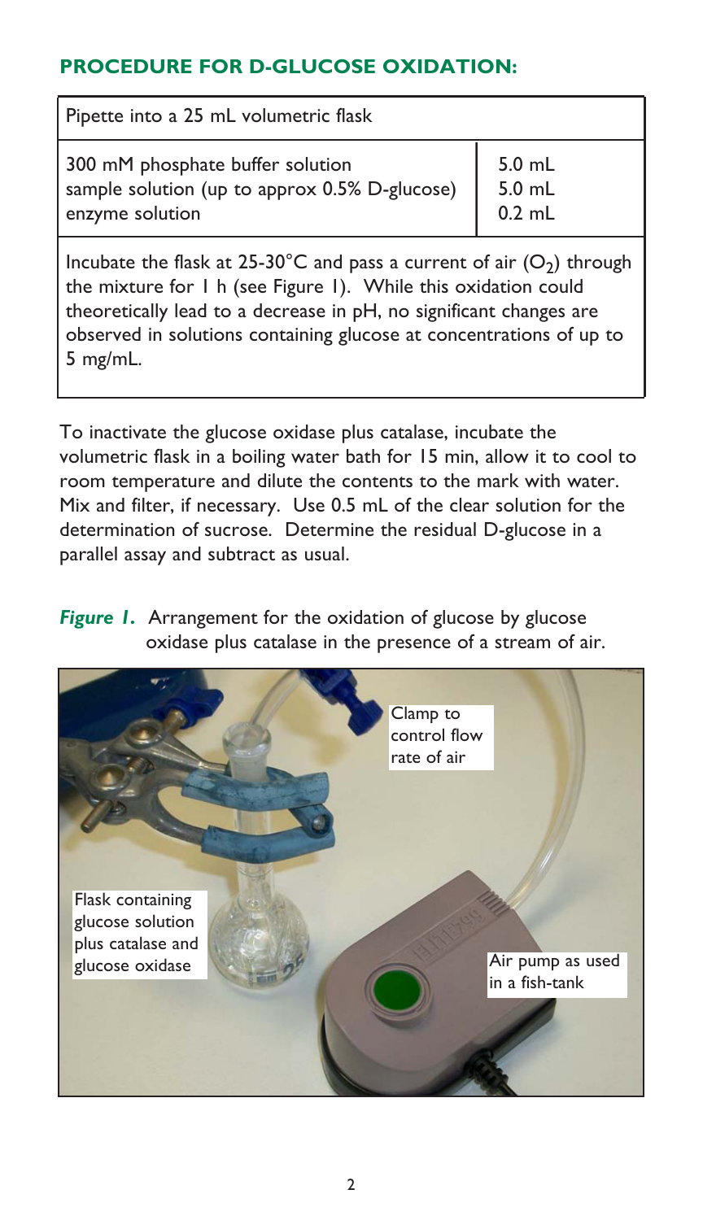## PROCEDURE FOR D-GLUCOSE OXIDATION:

| Pipette into a 25 mL volumetric flask | |
|---|---|
| 300 mM phosphate buffer solution | 5.0 mL |
| sample solution (up to approx 0.5% D-glucose) | 5.0 mL |
| enzyme solution | 0.2 mL |

Incubate the flask at 25-30°C and pass a current of air ($O_2$) through the mixture for 1 h (see Figure 1). While this oxidation could theoretically lead to a decrease in pH, no significant changes are observed in solutions containing glucose at concentrations of up to 5 mg/mL.

To inactivate the glucose oxidase plus catalase, incubate the volumetric flask in a boiling water bath for 15 min, allow it to cool to room temperature and dilute the contents to the mark with water. Mix and filter, if necessary. Use 0.5 mL of the clear solution for the determination of sucrose. Determine the residual D-glucose in a parallel assay and subtract as usual.

***Figure 1.*** Arrangement for the oxidation of glucose by glucose oxidase plus catalase in the presence of a stream of air.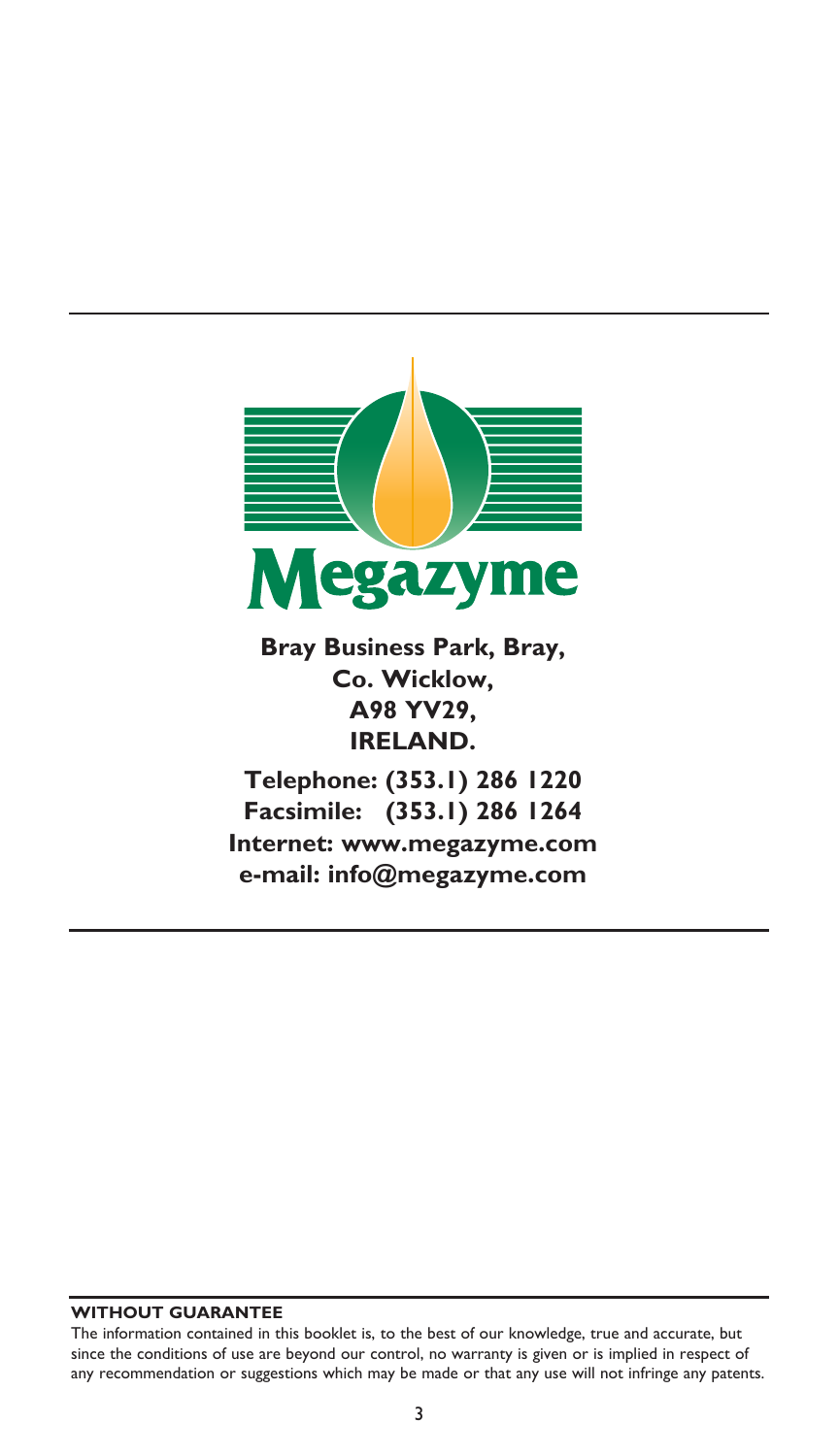**Megazyme**

**Bray Business Park, Bray,**
**Co. Wicklow,**
**A98 YV29,**
**IRELAND.**

**Telephone: (353.1) 286 1220**
**Facsimile: (353.1) 286 1264**
**Internet: www.megazyme.com**
**e-mail: info@megazyme.com**

**WITHOUT GUARANTEE**

The information contained in this booklet is, to the best of our knowledge, true and accurate, but since the conditions of use are beyond our control, no warranty is given or is implied in respect of any recommendation or suggestions which may be made or that any use will not infringe any patents.